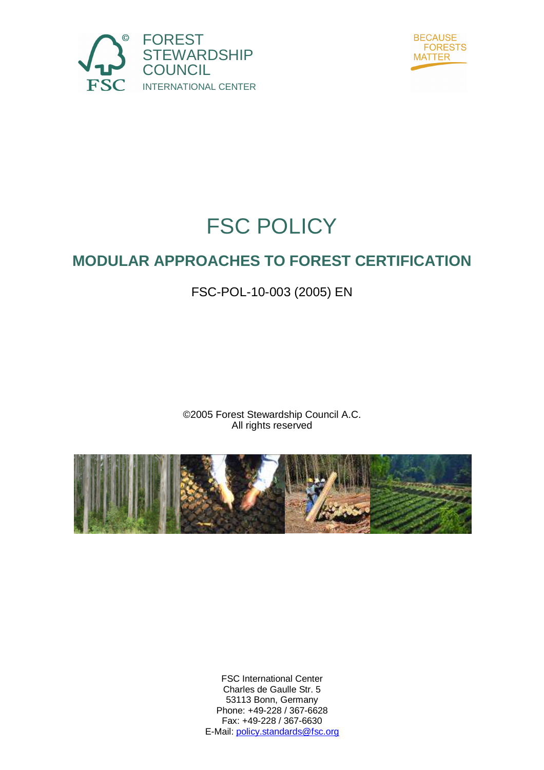FOREST STEWARDSHIP COUNCIL
INTERNATIONAL CENTER

BECAUSE FORESTS MATTER

# FSC POLICY

## MODULAR APPROACHES TO FOREST CERTIFICATION

FSC-POL-10-003 (2005) EN

©2005 Forest Stewardship Council A.C.
All rights reserved

FSC International Center
Charles de Gaulle Str. 5
53113 Bonn, Germany
Phone: +49-228 / 367-6628
Fax: +49-228 / 367-6630
E-Mail: policy.standards@fsc.org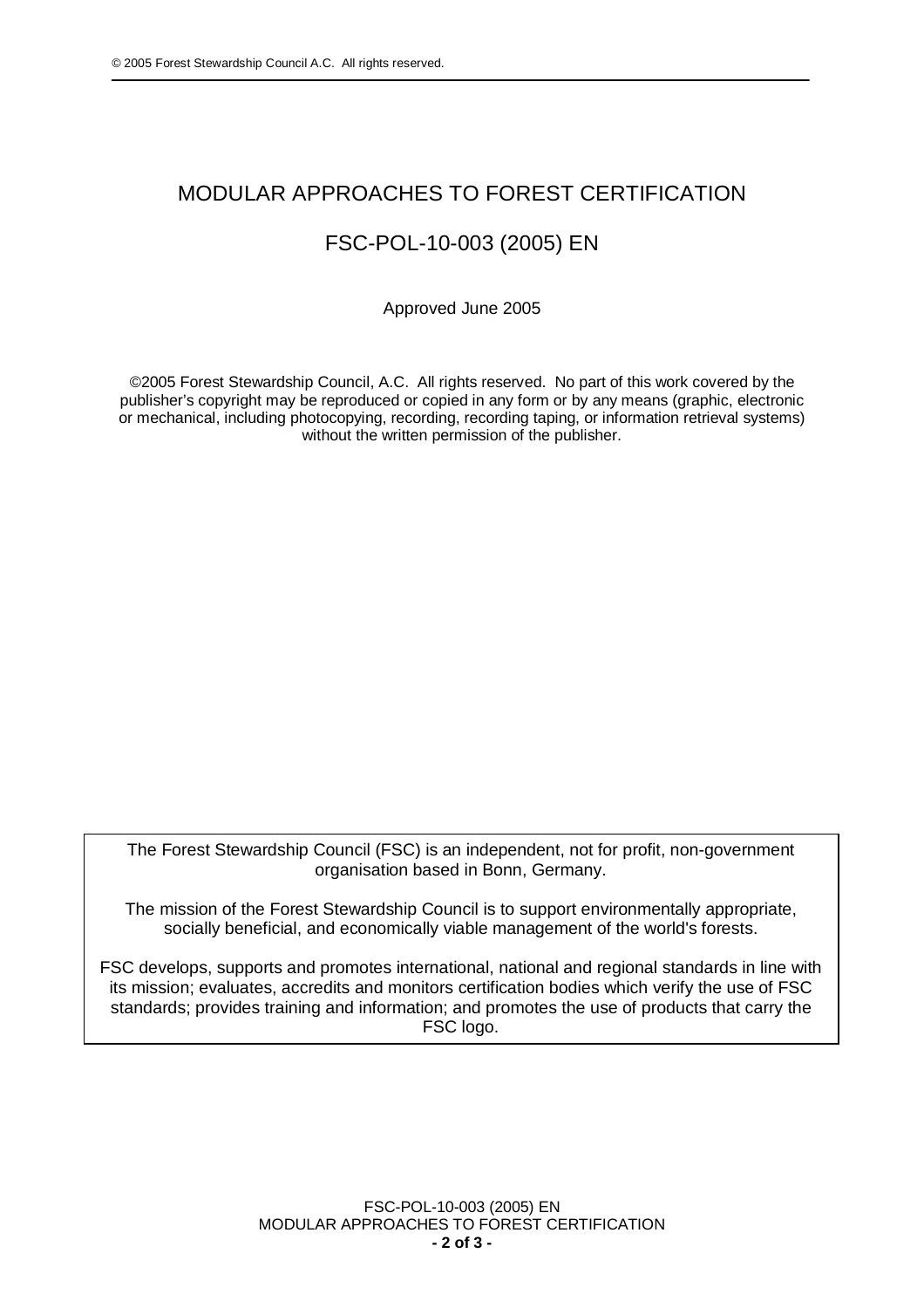# MODULAR APPROACHES TO FOREST CERTIFICATION

## FSC-POL-10-003 (2005) EN

Approved June 2005

©2005 Forest Stewardship Council, A.C. All rights reserved. No part of this work covered by the publisher's copyright may be reproduced or copied in any form or by any means (graphic, electronic or mechanical, including photocopying, recording, recording taping, or information retrieval systems) without the written permission of the publisher.

The Forest Stewardship Council (FSC) is an independent, not for profit, non-government organisation based in Bonn, Germany.

The mission of the Forest Stewardship Council is to support environmentally appropriate, socially beneficial, and economically viable management of the world's forests.

FSC develops, supports and promotes international, national and regional standards in line with its mission; evaluates, accredits and monitors certification bodies which verify the use of FSC standards; provides training and information; and promotes the use of products that carry the FSC logo.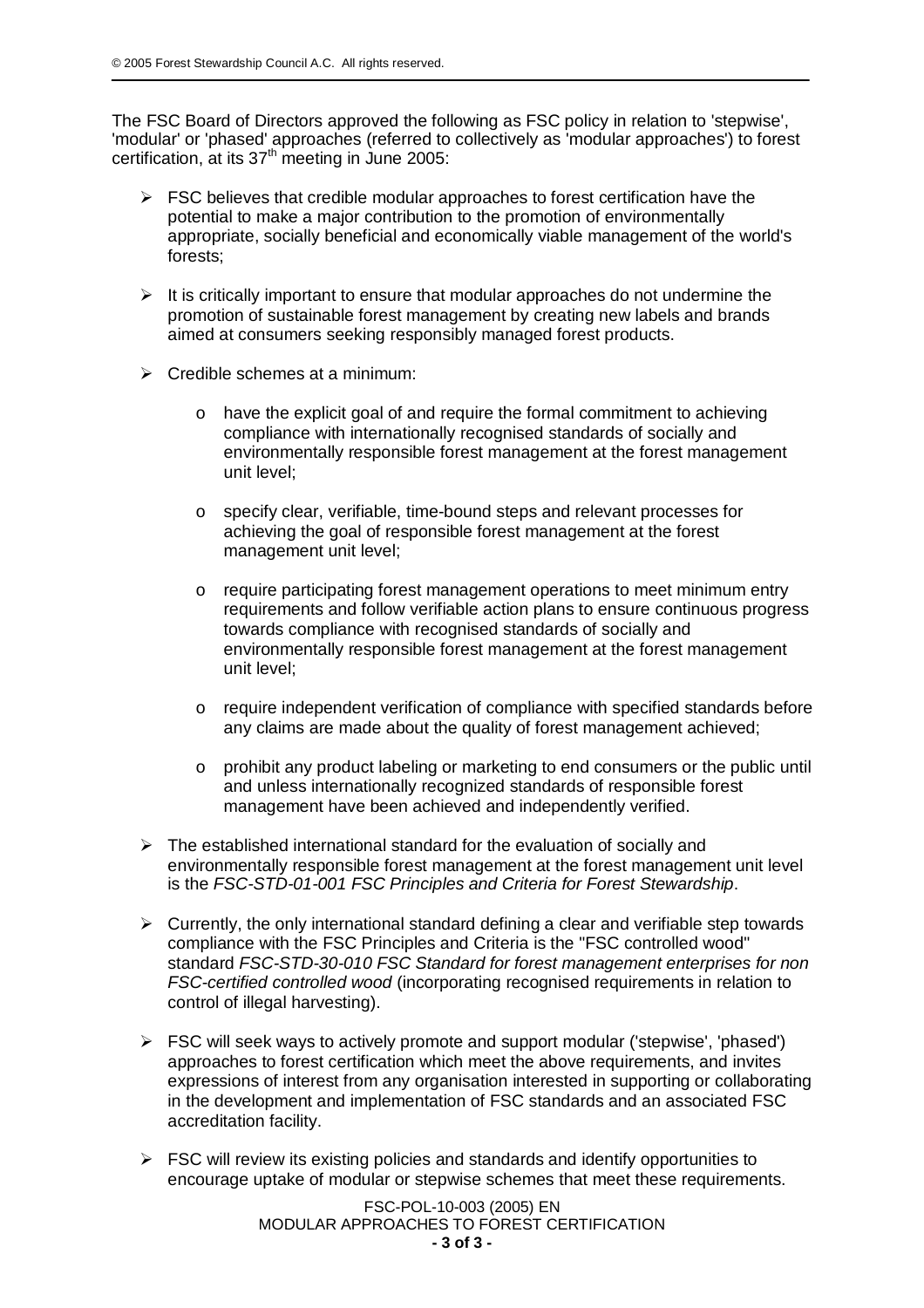The FSC Board of Directors approved the following as FSC policy in relation to 'stepwise', 'modular' or 'phased' approaches (referred to collectively as 'modular approaches') to forest certification, at its 37th meeting in June 2005:

- FSC believes that credible modular approaches to forest certification have the potential to make a major contribution to the promotion of environmentally appropriate, socially beneficial and economically viable management of the world's forests;
- It is critically important to ensure that modular approaches do not undermine the promotion of sustainable forest management by creating new labels and brands aimed at consumers seeking responsibly managed forest products.
- Credible schemes at a minimum:
  - have the explicit goal of and require the formal commitment to achieving compliance with internationally recognised standards of socially and environmentally responsible forest management at the forest management unit level;
  - specify clear, verifiable, time-bound steps and relevant processes for achieving the goal of responsible forest management at the forest management unit level;
  - require participating forest management operations to meet minimum entry requirements and follow verifiable action plans to ensure continuous progress towards compliance with recognised standards of socially and environmentally responsible forest management at the forest management unit level;
  - require independent verification of compliance with specified standards before any claims are made about the quality of forest management achieved;
  - prohibit any product labeling or marketing to end consumers or the public until and unless internationally recognized standards of responsible forest management have been achieved and independently verified.
- The established international standard for the evaluation of socially and environmentally responsible forest management at the forest management unit level is the *FSC-STD-01-001 FSC Principles and Criteria for Forest Stewardship*.
- Currently, the only international standard defining a clear and verifiable step towards compliance with the FSC Principles and Criteria is the "FSC controlled wood" standard *FSC-STD-30-010 FSC Standard for forest management enterprises for non FSC-certified controlled wood* (incorporating recognised requirements in relation to control of illegal harvesting).
- FSC will seek ways to actively promote and support modular ('stepwise', 'phased') approaches to forest certification which meet the above requirements, and invites expressions of interest from any organisation interested in supporting or collaborating in the development and implementation of FSC standards and an associated FSC accreditation facility.
- FSC will review its existing policies and standards and identify opportunities to encourage uptake of modular or stepwise schemes that meet these requirements.